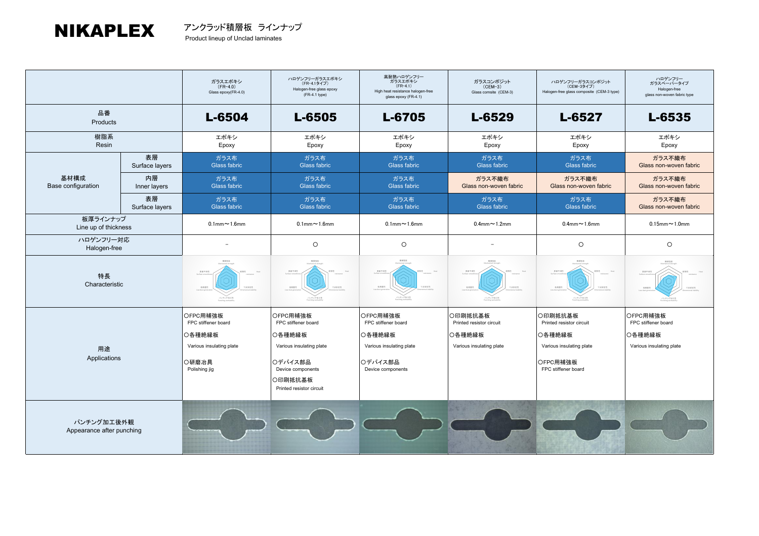# NIKAPLEX

アンクラッド積層板 ラインナップ
Product lineup of Unclad laminates

| | | ガラスエポキシ (FR-4.0) Glass epoxy(FR-4.0) | ハロゲンフリーガラスエポキシ (FR-4.1タイプ) Halogen-free glass epoxy (FR-4.1 type) | 高耐熱ハロゲンフリー ガラスエポキシ (FR-4.1) High heat resistance halogen-free glass epoxy (FR-4.1) | ガラスコンポジット (CEM-3) Glass comsite (CEM-3) | ハロゲンフリーガラスコンポジット (CEM-3タイプ) Halogen-free glass composite (CEM-3 type) | ハロゲンフリー ガラスペーパータイプ Halogen-free glass non-woven fabric type |
|---|---|---|---|---|---|---|---|
| 品番 Products | | **L-6504** | **L-6505** | **L-6705** | **L-6529** | **L-6527** | **L-6535** |
| 樹脂系 Resin | | エポキシ Epoxy | エポキシ Epoxy | エポキシ Epoxy | エポキシ Epoxy | エポキシ Epoxy | エポキシ Epoxy |
| 基材構成 Base configuration | 表層 Surface layers | ガラス布 Glass fabric | ガラス布 Glass fabric | ガラス布 Glass fabric | ガラス布 Glass fabric | ガラス布 Glass fabric | ガラス不織布 Glass non-woven fabric |
| | 内層 Inner layers | ガラス布 Glass fabric | ガラス布 Glass fabric | ガラス布 Glass fabric | ガラス不織布 Glass non-woven fabric | ガラス不織布 Glass non-woven fabric | ガラス不織布 Glass non-woven fabric |
| | 表層 Surface layers | ガラス布 Glass fabric | ガラス布 Glass fabric | ガラス布 Glass fabric | ガラス布 Glass fabric | ガラス布 Glass fabric | ガラス不織布 Glass non-woven fabric |
| 板厚ラインナップ Line up of thickness | | 0.1mm～1.6mm | 0.1mm～1.6mm | 0.1mm～1.6mm | 0.4mm～1.2mm | 0.4mm～1.6mm | 0.15mm～1.0mm |
| ハロゲンフリー対応 Halogen-free | | － | ○ | ○ | － | ○ | ○ |
| 特長 Characteristic | | | | | | | |
| 用途 Applications | | ○FPC用補強板 FPC stiffener board<br>○各種絶縁板 Various insulating plate<br>○研磨冶具 Polishing jig | ○FPC用補強板 FPC stiffener board<br>○各種絶縁板 Various insulating plate<br>○デバイス部品 Device components<br>○印刷抵抗基板 Printed resistor circuit | ○FPC用補強板 FPC stiffener board<br>○各種絶縁板 Various insulating plate<br>○デバイス部品 Device components | ○印刷抵抗基板 Printed resistor circuit<br>○各種絶縁板 Various insulating plate | ○印刷抵抗基板 Printed resistor circuit<br>○各種絶縁板 Various insulating plate<br>○FPC用補強板 FPC stiffener board | ○FPC用補強板 FPC stiffener board<br>○各種絶縁板 Various insulating plate |
| パンチング加工後外観 Appearance after punching | | | | | | | |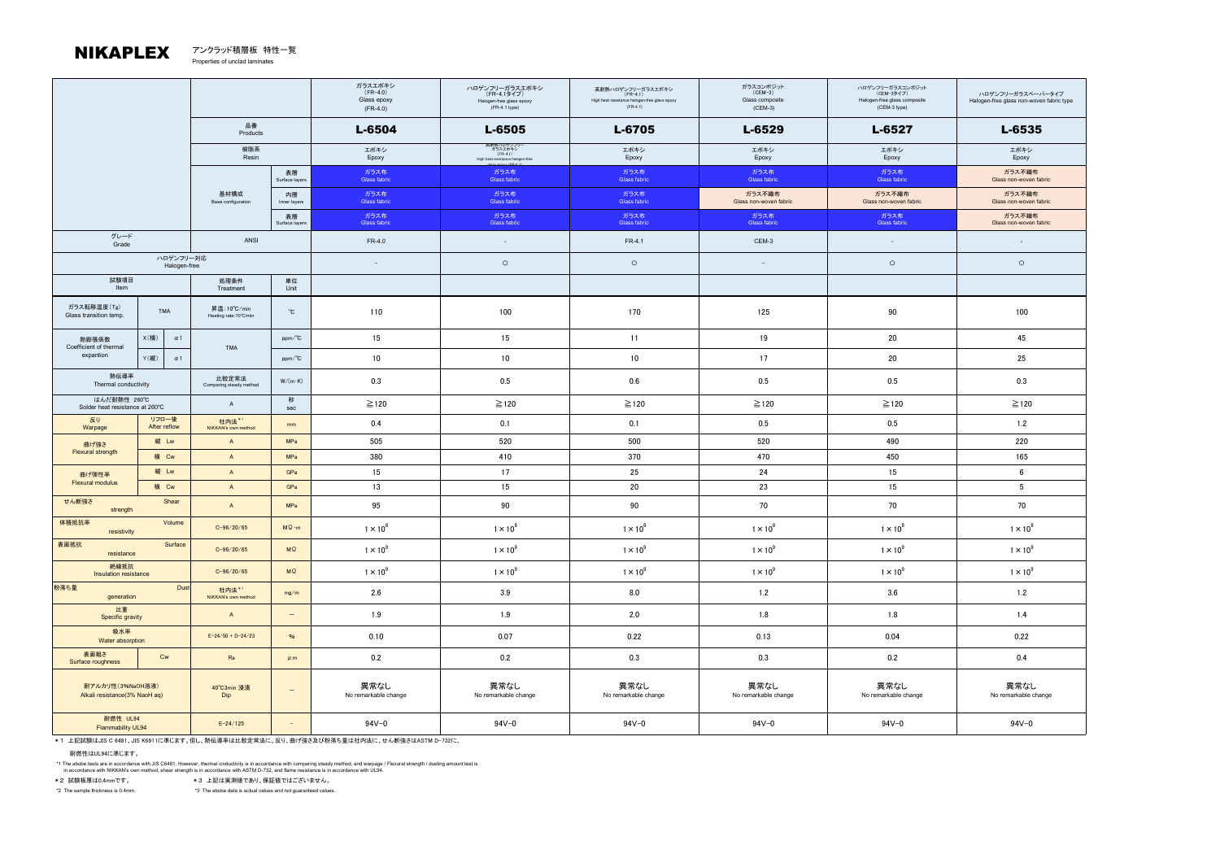# NIKAPLEX

アンクラッド積層板 特性一覧
Properties of unclad laminates

| | | | | ガラスエポキシ (FR-4.0) Glass epoxy (FR-4.0) | ハロゲンフリーガラスエポキシ (FR-4.1タイプ) Halogen-free glass epoxy (FR-4.1 type) | 高耐熱ハロゲンフリーガラスエポキシ (FR-4.1) High heat resistance halogen-free glass epoxy (FR-4.1) | ガラスコンポジット (CEM-3) Glass composite (CEM-3) | ハロゲンフリーガラスコンポジット (CEM-3タイプ) Halogen-free glass composite (CEM-3 type) | ハロゲンフリーガラスペーパータイプ Halogen-free glass non-woven fabric type |
|---|---|---|---|---|---|---|---|---|---|
| | | 品番 Products | | **L-6504** | **L-6505** | **L-6705** | **L-6529** | **L-6527** | **L-6535** |
| | | 樹脂系 Resin | | エポキシ Epoxy | 高耐熱ハロゲンフリーガラスエポキシ (FR-4.1) High heat resistance halogen-free glass epoxy (FR-4.1) | エポキシ Epoxy | エポキシ Epoxy | エポキシ Epoxy | エポキシ Epoxy |
| | | 基材構成 Base configuration | 表層 Surface layers | ガラス布 Glass fabric | ガラス布 Glass fabric | ガラス布 Glass fabric | ガラス布 Glass fabric | ガラス布 Glass fabric | ガラス不織布 Glass non-woven fabric |
| | | | 内層 Inner layers | ガラス布 Glass fabric | ガラス布 Glass fabric | ガラス布 Glass fabric | ガラス不織布 Glass non-woven fabric | ガラス不織布 Glass non-woven fabric | ガラス不織布 Glass non-woven fabric |
| | | | 表層 Surface layers | ガラス布 Glass fabric | ガラス布 Glass fabric | ガラス布 Glass fabric | ガラス布 Glass fabric | ガラス布 Glass fabric | ガラス不織布 Glass non-woven fabric |
| グレード Grade | | ANSI | | FR-4.0 | - | FR-4.1 | CEM-3 | - | - |
| ハロゲンフリー対応 Halogen-free | | | | - | ○ | ○ | - | ○ | ○ |
| 試験項目 Item | | 処理条件 Treatment | 単位 Unit | | | | | | |
| ガラス転移温度(Tg) Glass transition temp. | TMA | 昇温:10℃/min Heating rate:10℃/min | ℃ | 110 | 100 | 170 | 125 | 90 | 100 |
| 熱膨張係数 Coefficient of thermal expantion | X(横) α1 | TMA | ppm/℃ | 15 | 15 | 11 | 19 | 20 | 45 |
| | Y(縦) α1 | | ppm/℃ | 10 | 10 | 10 | 17 | 20 | 25 |
| 熱伝導率 Thermal conductivity | | 比較定常法 Comparing steady method | W/(m・K) | 0.3 | 0.5 | 0.6 | 0.5 | 0.5 | 0.3 |
| はんだ耐熱性 260℃ Solder heat resistance at 260℃ | | A | 秒 sec | ≧120 | ≧120 | ≧120 | ≧120 | ≧120 | ≧120 |
| 反り Warpage | リフロー後 After reflow | 社内法*1 NIKKAN's own method | mm | 0.4 | 0.1 | 0.1 | 0.5 | 0.5 | 1.2 |
| 曲げ強さ Flexural strength | 縦 Lw | A | MPa | 505 | 520 | 500 | 520 | 490 | 220 |
| | 横 Cw | A | MPa | 380 | 410 | 370 | 470 | 450 | 165 |
| 曲げ弾性率 Flexural modulus | 縦 Lw | A | GPa | 15 | 17 | 25 | 24 | 15 | 6 |
| | 横 Cw | A | GPa | 13 | 15 | 20 | 23 | 15 | 5 |
| せん断強さ Shear strength | | A | MPa | 95 | 90 | 90 | 70 | 70 | 70 |
| 体積抵抗率 Volume resistivity | | C-96/20/65 | MΩ・m | $1\times10^{8}$ | $1\times10^{8}$ | $1\times10^{8}$ | $1\times10^{8}$ | $1\times10^{8}$ | $1\times10^{8}$ |
| 表面抵抗 Surface resistance | | C-96/20/65 | MΩ | $1\times10^{9}$ | $1\times10^{9}$ | $1\times10^{9}$ | $1\times10^{9}$ | $1\times10^{9}$ | $1\times10^{9}$ |
| 絶縁抵抗 Insulation resistance | | C-96/20/65 | MΩ | $1\times10^{9}$ | $1\times10^{9}$ | $1\times10^{9}$ | $1\times10^{9}$ | $1\times10^{9}$ | $1\times10^{9}$ |
| 粉落ち量 Dust generation | | 社内法*1 NIKKAN's own method | mg/m | 2.6 | 3.9 | 8.0 | 1.2 | 3.6 | 1.2 |
| 比重 Specific gravity | | A | — | 1.9 | 1.9 | 2.0 | 1.8 | 1.8 | 1.4 |
| 吸水率 Water absorption | | E-24/50 + D-24/23 | % | 0.10 | 0.07 | 0.22 | 0.13 | 0.04 | 0.22 |
| 表面粗さ Surface roughness | Cw | Ra | μm | 0.2 | 0.2 | 0.3 | 0.3 | 0.2 | 0.4 |
| 耐アルカリ性(3%NaOH溶液) Alkali resistance(3% NaoH aq) | | 40℃3min 浸漬 Dip | — | 異常なし No remarkable change | 異常なし No remarkable change | 異常なし No remarkable change | 異常なし No remarkable change | 異常なし No remarkable change | 異常なし No remarkable change |
| 耐燃性 UL94 Flammability UL94 | | E-24/125 | - | 94V-0 | 94V-0 | 94V-0 | 94V-0 | 94V-0 | 94V-0 |

＊1 上記試験はJIS C 6481、JIS K6911に準じます。但し、熱伝導率は比較定常法に、反り、曲げ強さ及び粉落ち量は社内法に、せん断強さはASTM D-732に、
耐燃性はUL94に準じます。

*1 The above tests are in accordance with JIS C6481. However, thermal cinductivity is in accordance with comparing steady method, and warpage / Flexural strength / dusting amount test is in accordance with NIKKAN's own method, shear strength is in accordance with ASTM D-732, and flame resistance is in accordance with UL94.

＊2 試験板厚は0.4mmです。
*2 The sample thickness is 0.4mm.

＊3 上記は実測値であり、保証値ではございません。
*3 The above data is actual values and not guaranteed values.